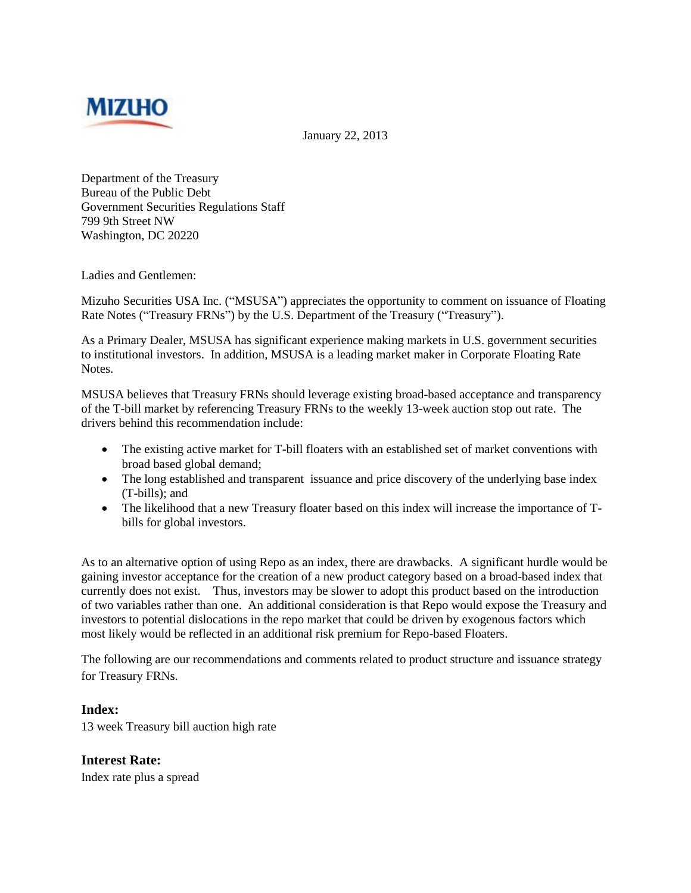MIZUHO

January 22, 2013

Department of the Treasury
Bureau of the Public Debt
Government Securities Regulations Staff
799 9th Street NW
Washington, DC 20220

Ladies and Gentlemen:

Mizuho Securities USA Inc. ("MSUSA") appreciates the opportunity to comment on issuance of Floating Rate Notes ("Treasury FRNs") by the U.S. Department of the Treasury ("Treasury").

As a Primary Dealer, MSUSA has significant experience making markets in U.S. government securities to institutional investors. In addition, MSUSA is a leading market maker in Corporate Floating Rate Notes.

MSUSA believes that Treasury FRNs should leverage existing broad-based acceptance and transparency of the T-bill market by referencing Treasury FRNs to the weekly 13-week auction stop out rate. The drivers behind this recommendation include:

- The existing active market for T-bill floaters with an established set of market conventions with broad based global demand;
- The long established and transparent issuance and price discovery of the underlying base index (T-bills); and
- The likelihood that a new Treasury floater based on this index will increase the importance of T-bills for global investors.

As to an alternative option of using Repo as an index, there are drawbacks. A significant hurdle would be gaining investor acceptance for the creation of a new product category based on a broad-based index that currently does not exist. Thus, investors may be slower to adopt this product based on the introduction of two variables rather than one. An additional consideration is that Repo would expose the Treasury and investors to potential dislocations in the repo market that could be driven by exogenous factors which most likely would be reflected in an additional risk premium for Repo-based Floaters.

The following are our recommendations and comments related to product structure and issuance strategy for Treasury FRNs.

### Index:

13 week Treasury bill auction high rate

### Interest Rate:

Index rate plus a spread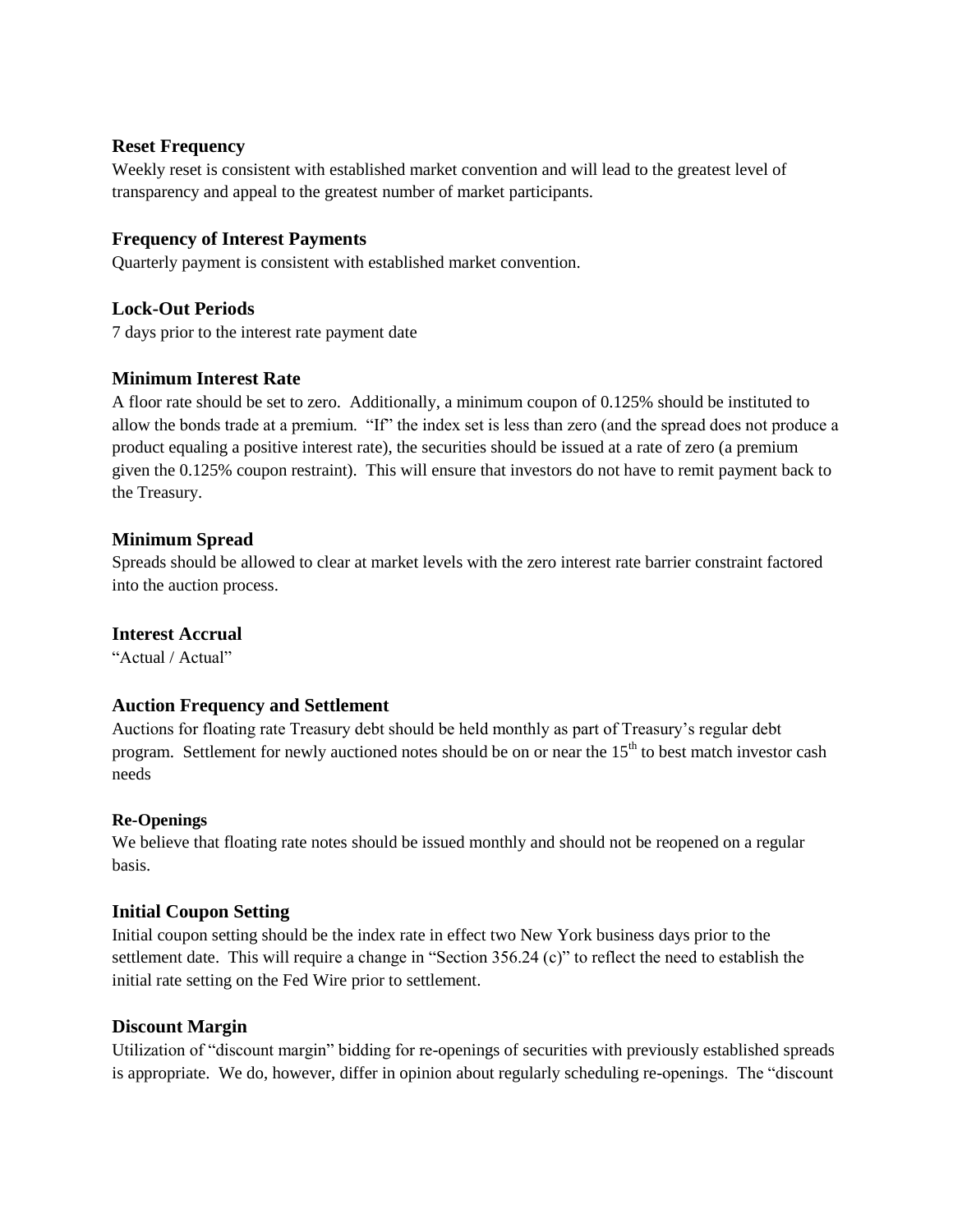### Reset Frequency

Weekly reset is consistent with established market convention and will lead to the greatest level of transparency and appeal to the greatest number of market participants.

### Frequency of Interest Payments

Quarterly payment is consistent with established market convention.

### Lock-Out Periods

7 days prior to the interest rate payment date

### Minimum Interest Rate

A floor rate should be set to zero. Additionally, a minimum coupon of 0.125% should be instituted to allow the bonds trade at a premium. "If" the index set is less than zero (and the spread does not produce a product equaling a positive interest rate), the securities should be issued at a rate of zero (a premium given the 0.125% coupon restraint). This will ensure that investors do not have to remit payment back to the Treasury.

### Minimum Spread

Spreads should be allowed to clear at market levels with the zero interest rate barrier constraint factored into the auction process.

### Interest Accrual

"Actual / Actual"

### Auction Frequency and Settlement

Auctions for floating rate Treasury debt should be held monthly as part of Treasury's regular debt program. Settlement for newly auctioned notes should be on or near the 15th to best match investor cash needs

#### Re-Openings

We believe that floating rate notes should be issued monthly and should not be reopened on a regular basis.

### Initial Coupon Setting

Initial coupon setting should be the index rate in effect two New York business days prior to the settlement date. This will require a change in "Section 356.24 (c)" to reflect the need to establish the initial rate setting on the Fed Wire prior to settlement.

### Discount Margin

Utilization of "discount margin" bidding for re-openings of securities with previously established spreads is appropriate. We do, however, differ in opinion about regularly scheduling re-openings. The "discount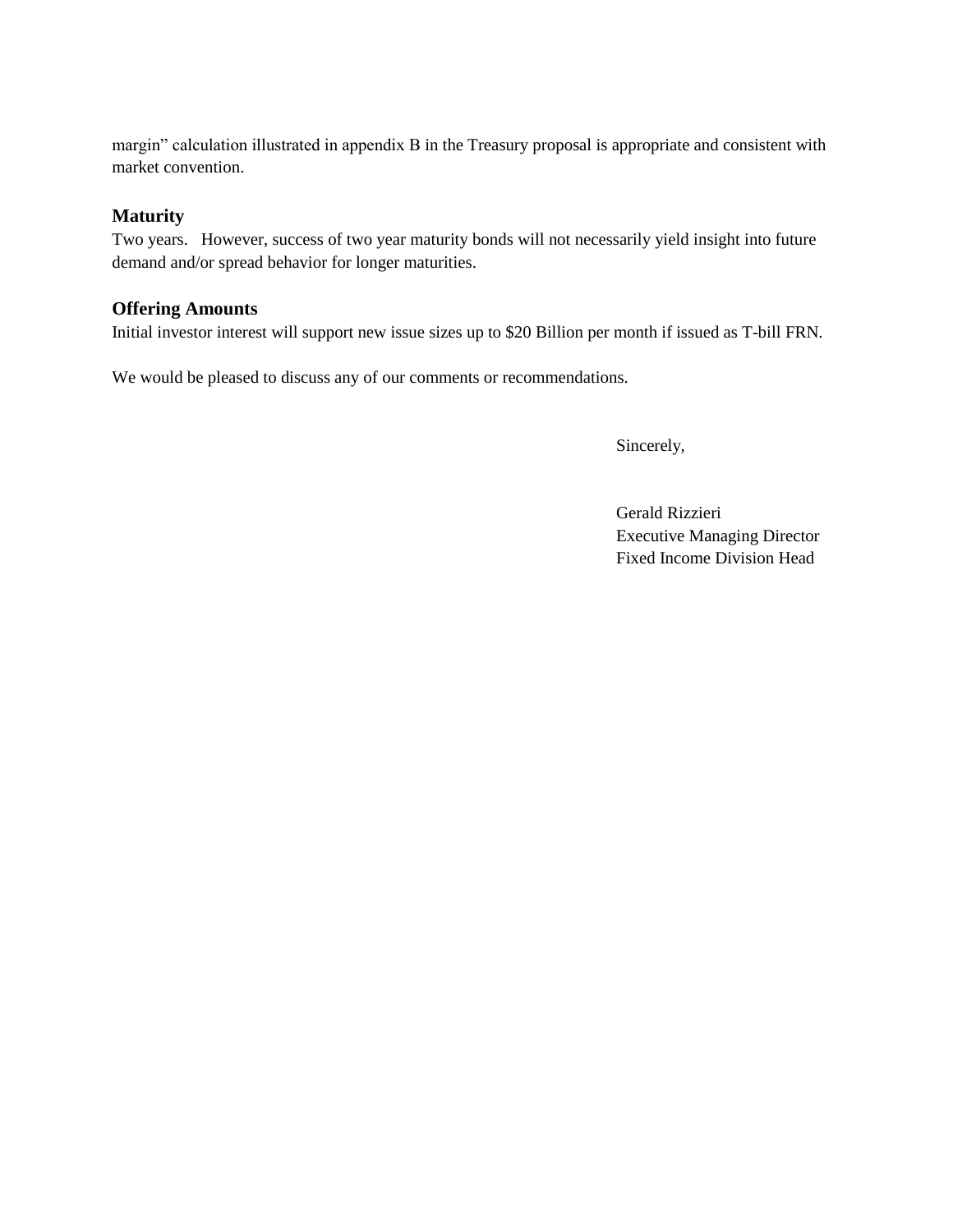margin" calculation illustrated in appendix B in the Treasury proposal is appropriate and consistent with market convention.

### Maturity

Two years. However, success of two year maturity bonds will not necessarily yield insight into future demand and/or spread behavior for longer maturities.

### Offering Amounts

Initial investor interest will support new issue sizes up to $20 Billion per month if issued as T-bill FRN.

We would be pleased to discuss any of our comments or recommendations.

Sincerely,

Gerald Rizzieri
Executive Managing Director
Fixed Income Division Head